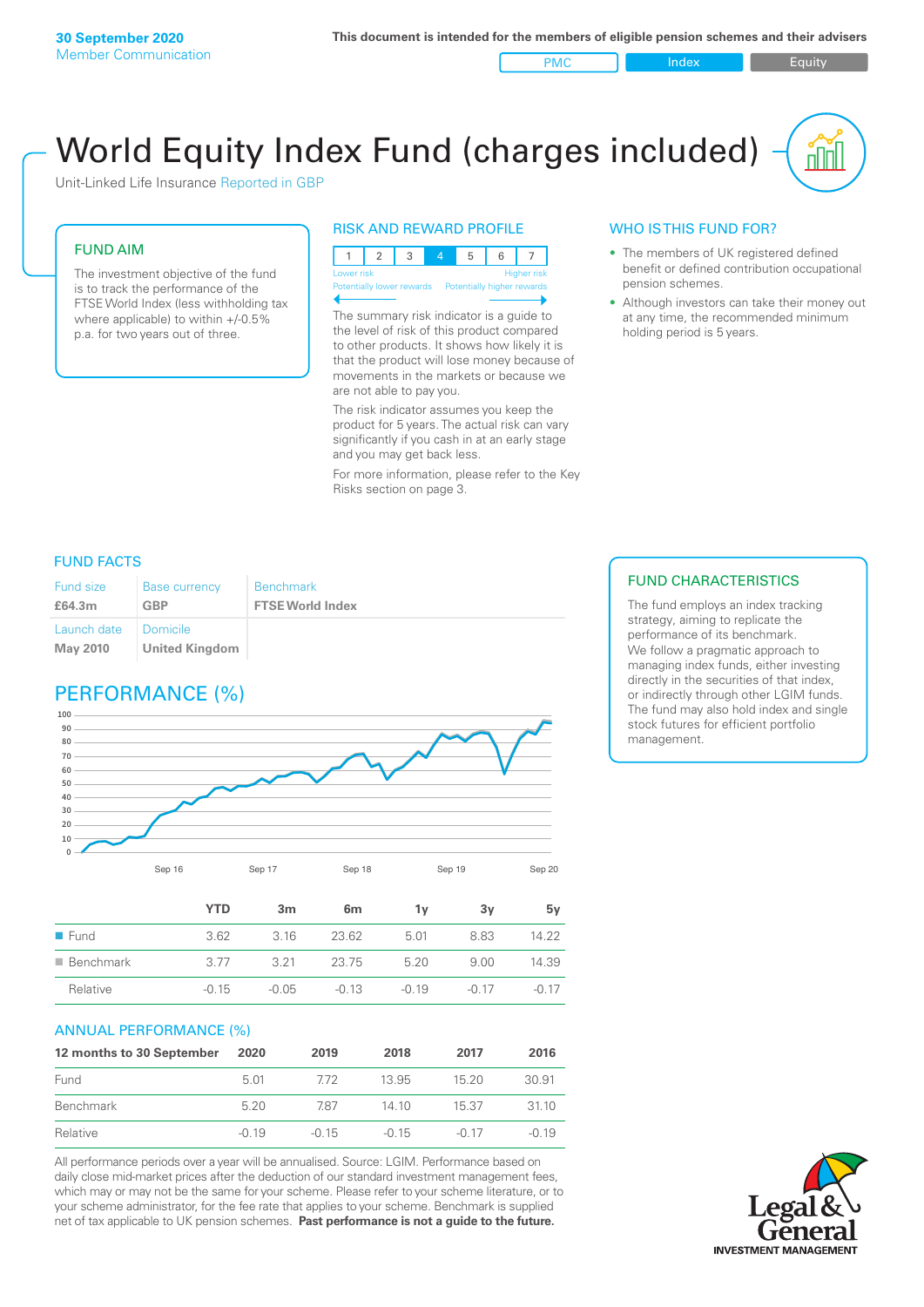**30 September 2020**
Member Communication

**This document is intended for the members of eligible pension schemes and their advisers**

PMC | Index | Equity

# World Equity Index Fund (charges included)

Unit-Linked Life Insurance Reported in GBP

## FUND AIM

The investment objective of the fund is to track the performance of the FTSE World Index (less withholding tax where applicable) to within +/-0.5% p.a. for two years out of three.

## RISK AND REWARD PROFILE

| 1 | 2 | 3 | 4 | 5 | 6 | 7 |
|---|---|---|---|---|---|---|

Lower risk — Higher risk
Potentially lower rewards — Potentially higher rewards

The summary risk indicator is a guide to the level of risk of this product compared to other products. It shows how likely it is that the product will lose money because of movements in the markets or because we are not able to pay you.

The risk indicator assumes you keep the product for 5 years. The actual risk can vary significantly if you cash in at an early stage and you may get back less.

For more information, please refer to the Key Risks section on page 3.

## WHO IS THIS FUND FOR?

- The members of UK registered defined benefit or defined contribution occupational pension schemes.
- Although investors can take their money out at any time, the recommended minimum holding period is 5 years.

## FUND FACTS

| Fund size | Base currency | Benchmark |
|---|---|---|
| **£64.3m** | **GBP** | **FTSE World Index** |
| Launch date | Domicile | |
| **May 2010** | **United Kingdom** | |

## FUND CHARACTERISTICS

The fund employs an index tracking strategy, aiming to replicate the performance of its benchmark. We follow a pragmatic approach to managing index funds, either investing directly in the securities of that index, or indirectly through other LGIM funds. The fund may also hold index and single stock futures for efficient portfolio management.

## PERFORMANCE (%)

| | YTD | 3m | 6m | 1y | 3y | 5y |
|---|---|---|---|---|---|---|
| Fund | 3.62 | 3.16 | 23.62 | 5.01 | 8.83 | 14.22 |
| Benchmark | 3.77 | 3.21 | 23.75 | 5.20 | 9.00 | 14.39 |
| Relative | -0.15 | -0.05 | -0.13 | -0.19 | -0.17 | -0.17 |

## ANNUAL PERFORMANCE (%)

| 12 months to 30 September | 2020 | 2019 | 2018 | 2017 | 2016 |
|---|---|---|---|---|---|
| Fund | 5.01 | 7.72 | 13.95 | 15.20 | 30.91 |
| Benchmark | 5.20 | 7.87 | 14.10 | 15.37 | 31.10 |
| Relative | -0.19 | -0.15 | -0.15 | -0.17 | -0.19 |

All performance periods over a year will be annualised. Source: LGIM. Performance based on daily close mid-market prices after the deduction of our standard investment management fees, which may or may not be the same for your scheme. Please refer to your scheme literature, or to your scheme administrator, for the fee rate that applies to your scheme. Benchmark is supplied net of tax applicable to UK pension schemes. **Past performance is not a guide to the future.**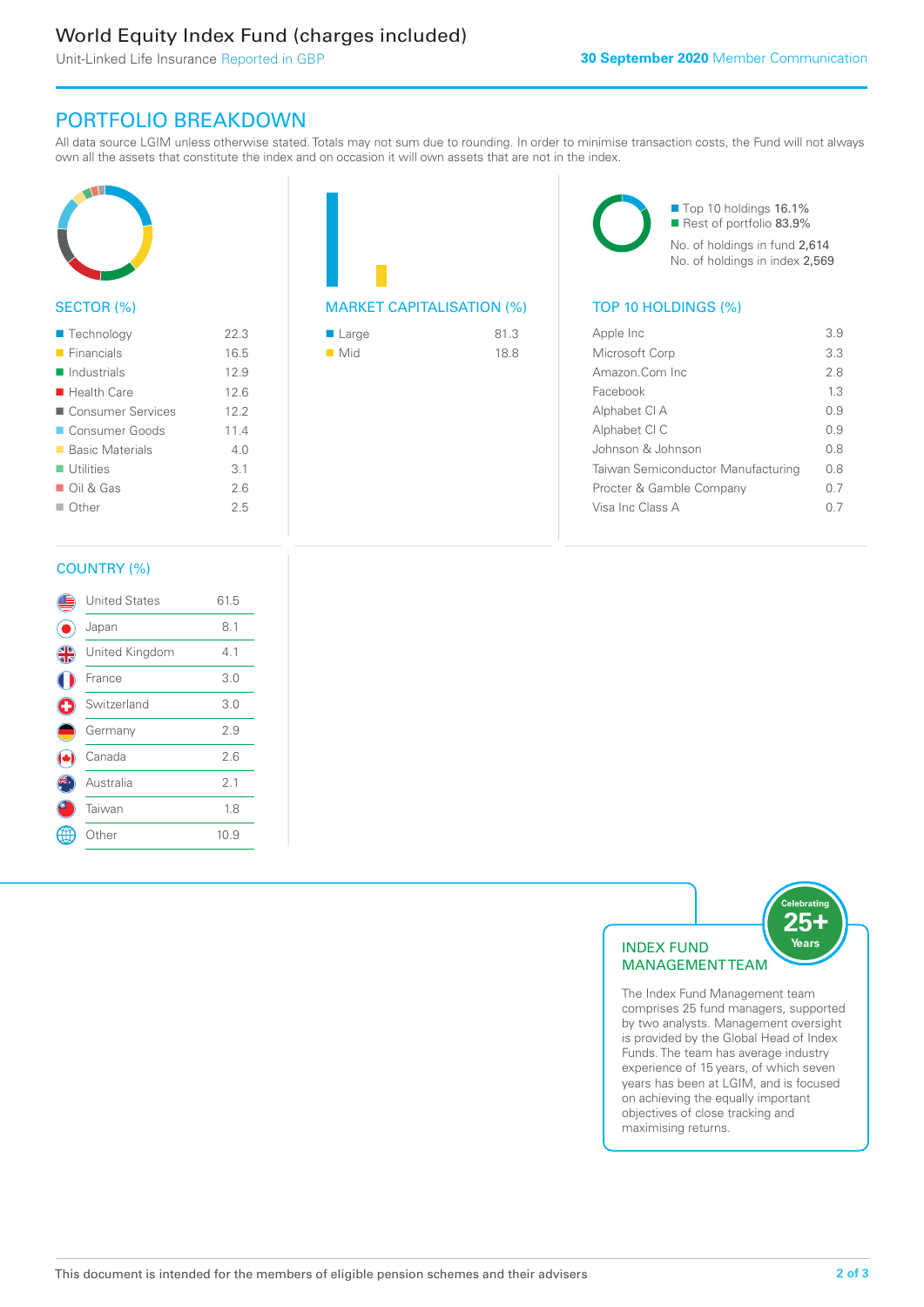# World Equity Index Fund (charges included)

Unit-Linked Life Insurance Reported in GBP

**30 September 2020** Member Communication

## PORTFOLIO BREAKDOWN

All data source LGIM unless otherwise stated. Totals may not sum due to rounding. In order to minimise transaction costs, the Fund will not always own all the assets that constitute the index and on occasion it will own assets that are not in the index.

### SECTOR (%)

| Sector | % |
|---|---|
| Technology | 22.3 |
| Financials | 16.5 |
| Industrials | 12.9 |
| Health Care | 12.6 |
| Consumer Services | 12.2 |
| Consumer Goods | 11.4 |
| Basic Materials | 4.0 |
| Utilities | 3.1 |
| Oil & Gas | 2.6 |
| Other | 2.5 |

### MARKET CAPITALISATION (%)

| Market Capitalisation | % |
|---|---|
| Large | 81.3 |
| Mid | 18.8 |

- Top 10 holdings 16.1%
- Rest of portfolio 83.9%

No. of holdings in fund 2,614
No. of holdings in index 2,569

### TOP 10 HOLDINGS (%)

| Holding | % |
|---|---|
| Apple Inc | 3.9 |
| Microsoft Corp | 3.3 |
| Amazon.Com Inc | 2.8 |
| Facebook | 1.3 |
| Alphabet Cl A | 0.9 |
| Alphabet Cl C | 0.9 |
| Johnson & Johnson | 0.8 |
| Taiwan Semiconductor Manufacturing | 0.8 |
| Procter & Gamble Company | 0.7 |
| Visa Inc Class A | 0.7 |

### COUNTRY (%)

| Country | % |
|---|---|
| United States | 61.5 |
| Japan | 8.1 |
| United Kingdom | 4.1 |
| France | 3.0 |
| Switzerland | 3.0 |
| Germany | 2.9 |
| Canada | 2.6 |
| Australia | 2.1 |
| Taiwan | 1.8 |
| Other | 10.9 |

### INDEX FUND MANAGEMENT TEAM

Celebrating 25+ Years

The Index Fund Management team comprises 25 fund managers, supported by two analysts. Management oversight is provided by the Global Head of Index Funds. The team has average industry experience of 15 years, of which seven years has been at LGIM, and is focused on achieving the equally important objectives of close tracking and maximising returns.

This document is intended for the members of eligible pension schemes and their advisers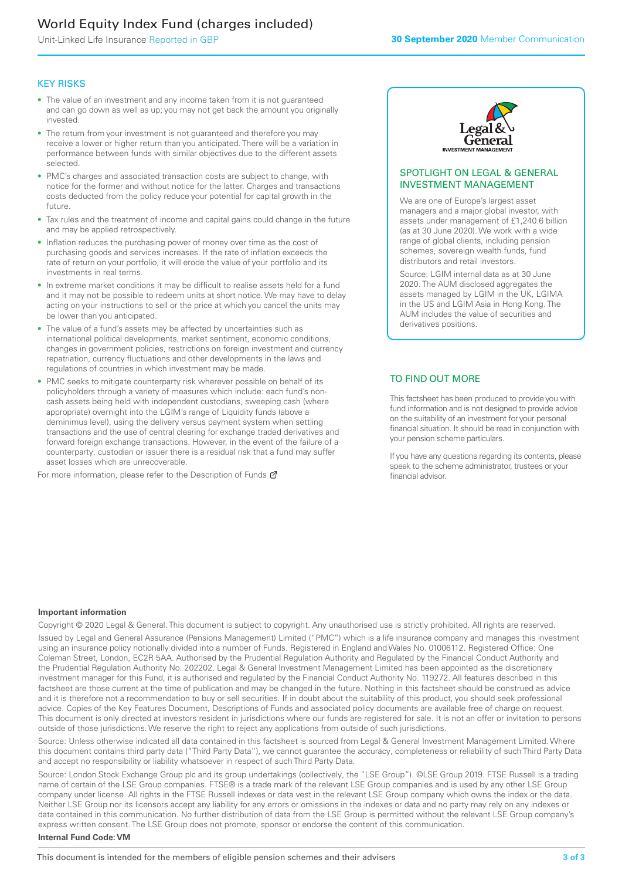## KEY RISKS

- The value of an investment and any income taken from it is not guaranteed and can go down as well as up; you may not get back the amount you originally invested.
- The return from your investment is not guaranteed and therefore you may receive a lower or higher return than you anticipated. There will be a variation in performance between funds with similar objectives due to the different assets selected.
- PMC's charges and associated transaction costs are subject to change, with notice for the former and without notice for the latter. Charges and transactions costs deducted from the policy reduce your potential for capital growth in the future.
- Tax rules and the treatment of income and capital gains could change in the future and may be applied retrospectively.
- Inflation reduces the purchasing power of money over time as the cost of purchasing goods and services increases. If the rate of inflation exceeds the rate of return on your portfolio, it will erode the value of your portfolio and its investments in real terms.
- In extreme market conditions it may be difficult to realise assets held for a fund and it may not be possible to redeem units at short notice. We may have to delay acting on your instructions to sell or the price at which you cancel the units may be lower than you anticipated.
- The value of a fund's assets may be affected by uncertainties such as international political developments, market sentiment, economic conditions, changes in government policies, restrictions on foreign investment and currency repatriation, currency fluctuations and other developments in the laws and regulations of countries in which investment may be made.
- PMC seeks to mitigate counterparty risk wherever possible on behalf of its policyholders through a variety of measures which include: each fund's non-cash assets being held with independent custodians, sweeping cash (where appropriate) overnight into the LGIM's range of Liquidity funds (above a deminimus level), using the delivery versus payment system when settling transactions and the use of central clearing for exchange traded derivatives and forward foreign exchange transactions. However, in the event of the failure of a counterparty, custodian or issuer there is a residual risk that a fund may suffer asset losses which are unrecoverable.

For more information, please refer to the Description of Funds

## SPOTLIGHT ON LEGAL & GENERAL INVESTMENT MANAGEMENT

We are one of Europe's largest asset managers and a major global investor, with assets under management of £1,240.6 billion (as at 30 June 2020). We work with a wide range of global clients, including pension schemes, sovereign wealth funds, fund distributors and retail investors.

Source: LGIM internal data as at 30 June 2020. The AUM disclosed aggregates the assets managed by LGIM in the UK, LGIMA in the US and LGIM Asia in Hong Kong. The AUM includes the value of securities and derivatives positions.

## TO FIND OUT MORE

This factsheet has been produced to provide you with fund information and is not designed to provide advice on the suitability of an investment for your personal financial situation. It should be read in conjunction with your pension scheme particulars.

If you have any questions regarding its contents, please speak to the scheme administrator, trustees or your financial advisor.

**Important information**

Copyright © 2020 Legal & General. This document is subject to copyright. Any unauthorised use is strictly prohibited. All rights are reserved.

Issued by Legal and General Assurance (Pensions Management) Limited ("PMC") which is a life insurance company and manages this investment using an insurance policy notionally divided into a number of Funds. Registered in England and Wales No. 01006112. Registered Office: One Coleman Street, London, EC2R 5AA. Authorised by the Prudential Regulation Authority and Regulated by the Financial Conduct Authority and the Prudential Regulation Authority No. 202202. Legal & General Investment Management Limited has been appointed as the discretionary investment manager for this Fund, it is authorised and regulated by the Financial Conduct Authority No. 119272. All features described in this factsheet are those current at the time of publication and may be changed in the future. Nothing in this factsheet should be construed as advice and it is therefore not a recommendation to buy or sell securities. If in doubt about the suitability of this product, you should seek professional advice. Copies of the Key Features Document, Descriptions of Funds and associated policy documents are available free of charge on request. This document is only directed at investors resident in jurisdictions where our funds are registered for sale. It is not an offer or invitation to persons outside of those jurisdictions. We reserve the right to reject any applications from outside of such jurisdictions.

Source: Unless otherwise indicated all data contained in this factsheet is sourced from Legal & General Investment Management Limited. Where this document contains third party data ("Third Party Data"), we cannot guarantee the accuracy, completeness or reliability of such Third Party Data and accept no responsibility or liability whatsoever in respect of such Third Party Data.

Source: London Stock Exchange Group plc and its group undertakings (collectively, the "LSE Group"). ©LSE Group 2019. FTSE Russell is a trading name of certain of the LSE Group companies. FTSE® is a trade mark of the relevant LSE Group companies and is used by any other LSE Group company under license. All rights in the FTSE Russell indexes or data vest in the relevant LSE Group company which owns the index or the data. Neither LSE Group nor its licensors accept any liability for any errors or omissions in the indexes or data and no party may rely on any indexes or data contained in this communication. No further distribution of data from the LSE Group is permitted without the relevant LSE Group company's express written consent. The LSE Group does not promote, sponsor or endorse the content of this communication.

**Internal Fund Code: VM**

This document is intended for the members of eligible pension schemes and their advisers